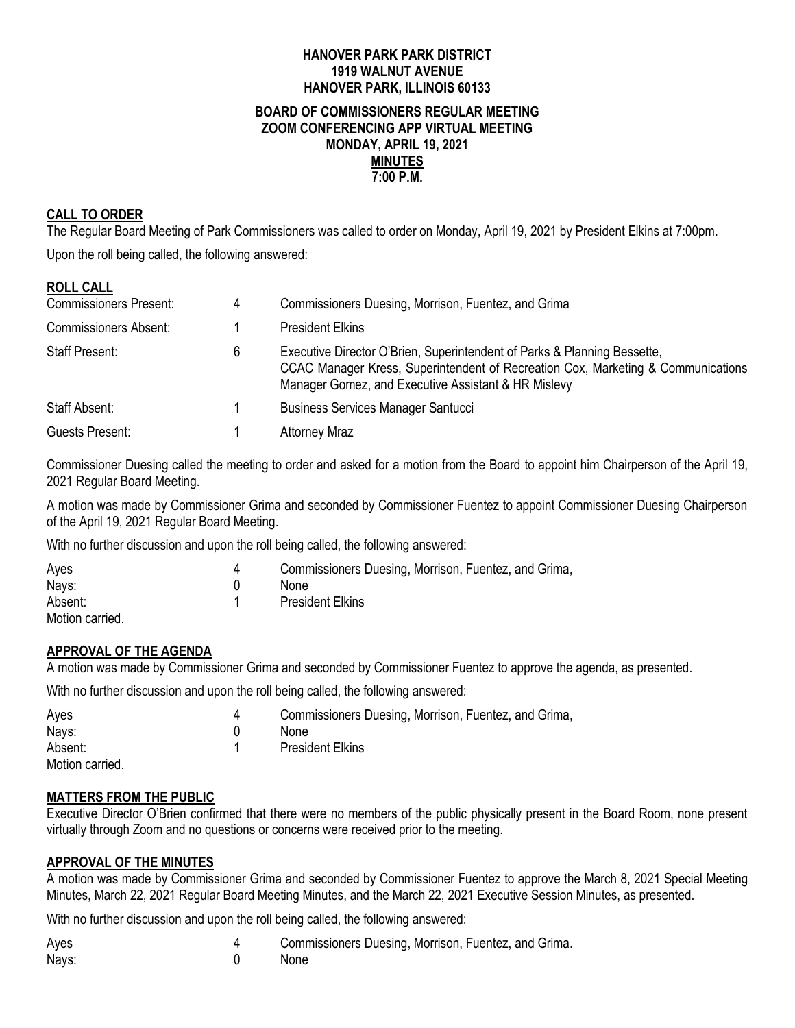**HANOVER PARK PARK DISTRICT**
**1919 WALNUT AVENUE**
**HANOVER PARK, ILLINOIS 60133**

**BOARD OF COMMISSIONERS REGULAR MEETING**
**ZOOM CONFERENCING APP VIRTUAL MEETING**
**MONDAY, APRIL 19, 2021**
**MINUTES**
**7:00 P.M.**

## CALL TO ORDER

The Regular Board Meeting of Park Commissioners was called to order on Monday, April 19, 2021 by President Elkins at 7:00pm.

Upon the roll being called, the following answered:

## ROLL CALL

| | | |
|---|---|---|
| Commissioners Present: | 4 | Commissioners Duesing, Morrison, Fuentez, and Grima |
| Commissioners Absent: | 1 | President Elkins |
| Staff Present: | 6 | Executive Director O'Brien, Superintendent of Parks & Planning Bessette, CCAC Manager Kress, Superintendent of Recreation Cox, Marketing & Communications Manager Gomez, and Executive Assistant & HR Mislevy |
| Staff Absent: | 1 | Business Services Manager Santucci |
| Guests Present: | 1 | Attorney Mraz |

Commissioner Duesing called the meeting to order and asked for a motion from the Board to appoint him Chairperson of the April 19, 2021 Regular Board Meeting.

A motion was made by Commissioner Grima and seconded by Commissioner Fuentez to appoint Commissioner Duesing Chairperson of the April 19, 2021 Regular Board Meeting.

With no further discussion and upon the roll being called, the following answered:

| | | |
|---|---|---|
| Ayes | 4 | Commissioners Duesing, Morrison, Fuentez, and Grima, |
| Nays: | 0 | None |
| Absent: | 1 | President Elkins |

Motion carried.

## APPROVAL OF THE AGENDA

A motion was made by Commissioner Grima and seconded by Commissioner Fuentez to approve the agenda, as presented.

With no further discussion and upon the roll being called, the following answered:

| | | |
|---|---|---|
| Ayes | 4 | Commissioners Duesing, Morrison, Fuentez, and Grima, |
| Nays: | 0 | None |
| Absent: | 1 | President Elkins |

Motion carried.

## MATTERS FROM THE PUBLIC

Executive Director O'Brien confirmed that there were no members of the public physically present in the Board Room, none present virtually through Zoom and no questions or concerns were received prior to the meeting.

## APPROVAL OF THE MINUTES

A motion was made by Commissioner Grima and seconded by Commissioner Fuentez to approve the March 8, 2021 Special Meeting Minutes, March 22, 2021 Regular Board Meeting Minutes, and the March 22, 2021 Executive Session Minutes, as presented.

With no further discussion and upon the roll being called, the following answered:

| | | |
|---|---|---|
| Ayes | 4 | Commissioners Duesing, Morrison, Fuentez, and Grima. |
| Nays: | 0 | None |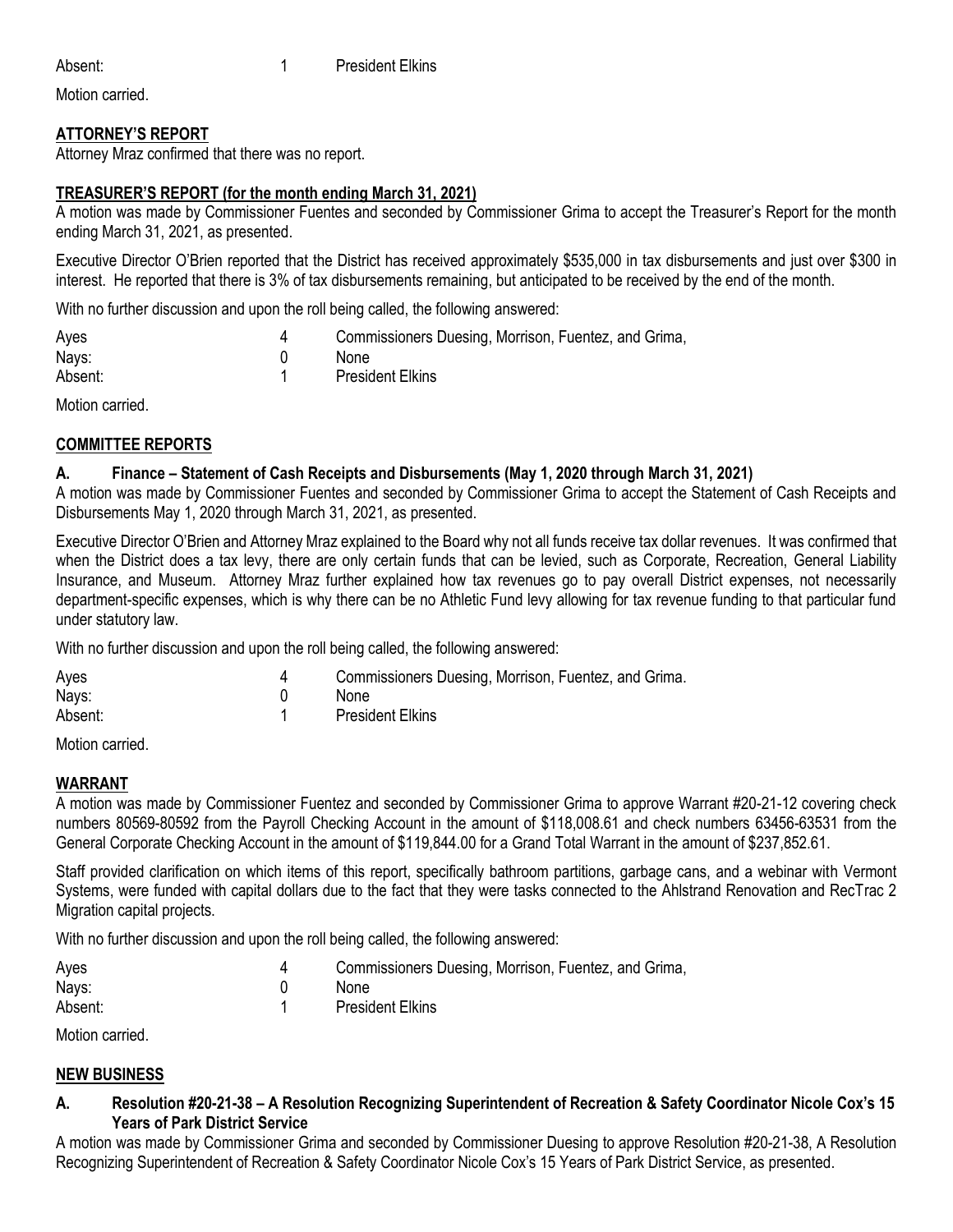| | | |
|---|---|---|
| Absent: | 1 | President Elkins |

Motion carried.

**ATTORNEY'S REPORT**

Attorney Mraz confirmed that there was no report.

**TREASURER'S REPORT (for the month ending March 31, 2021)**

A motion was made by Commissioner Fuentes and seconded by Commissioner Grima to accept the Treasurer's Report for the month ending March 31, 2021, as presented.

Executive Director O'Brien reported that the District has received approximately $535,000 in tax disbursements and just over $300 in interest. He reported that there is 3% of tax disbursements remaining, but anticipated to be received by the end of the month.

With no further discussion and upon the roll being called, the following answered:

| | | |
|---|---|---|
| Ayes | 4 | Commissioners Duesing, Morrison, Fuentez, and Grima, |
| Nays: | 0 | None |
| Absent: | 1 | President Elkins |

Motion carried.

**COMMITTEE REPORTS**

**A. Finance – Statement of Cash Receipts and Disbursements (May 1, 2020 through March 31, 2021)**

A motion was made by Commissioner Fuentes and seconded by Commissioner Grima to accept the Statement of Cash Receipts and Disbursements May 1, 2020 through March 31, 2021, as presented.

Executive Director O'Brien and Attorney Mraz explained to the Board why not all funds receive tax dollar revenues. It was confirmed that when the District does a tax levy, there are only certain funds that can be levied, such as Corporate, Recreation, General Liability Insurance, and Museum. Attorney Mraz further explained how tax revenues go to pay overall District expenses, not necessarily department-specific expenses, which is why there can be no Athletic Fund levy allowing for tax revenue funding to that particular fund under statutory law.

With no further discussion and upon the roll being called, the following answered:

| | | |
|---|---|---|
| Ayes | 4 | Commissioners Duesing, Morrison, Fuentez, and Grima. |
| Nays: | 0 | None |
| Absent: | 1 | President Elkins |

Motion carried.

**WARRANT**

A motion was made by Commissioner Fuentez and seconded by Commissioner Grima to approve Warrant #20-21-12 covering check numbers 80569-80592 from the Payroll Checking Account in the amount of $118,008.61 and check numbers 63456-63531 from the General Corporate Checking Account in the amount of $119,844.00 for a Grand Total Warrant in the amount of $237,852.61.

Staff provided clarification on which items of this report, specifically bathroom partitions, garbage cans, and a webinar with Vermont Systems, were funded with capital dollars due to the fact that they were tasks connected to the Ahlstrand Renovation and RecTrac 2 Migration capital projects.

With no further discussion and upon the roll being called, the following answered:

| | | |
|---|---|---|
| Ayes | 4 | Commissioners Duesing, Morrison, Fuentez, and Grima, |
| Nays: | 0 | None |
| Absent: | 1 | President Elkins |

Motion carried.

**NEW BUSINESS**

**A. Resolution #20-21-38 – A Resolution Recognizing Superintendent of Recreation & Safety Coordinator Nicole Cox's 15 Years of Park District Service**

A motion was made by Commissioner Grima and seconded by Commissioner Duesing to approve Resolution #20-21-38, A Resolution Recognizing Superintendent of Recreation & Safety Coordinator Nicole Cox's 15 Years of Park District Service, as presented.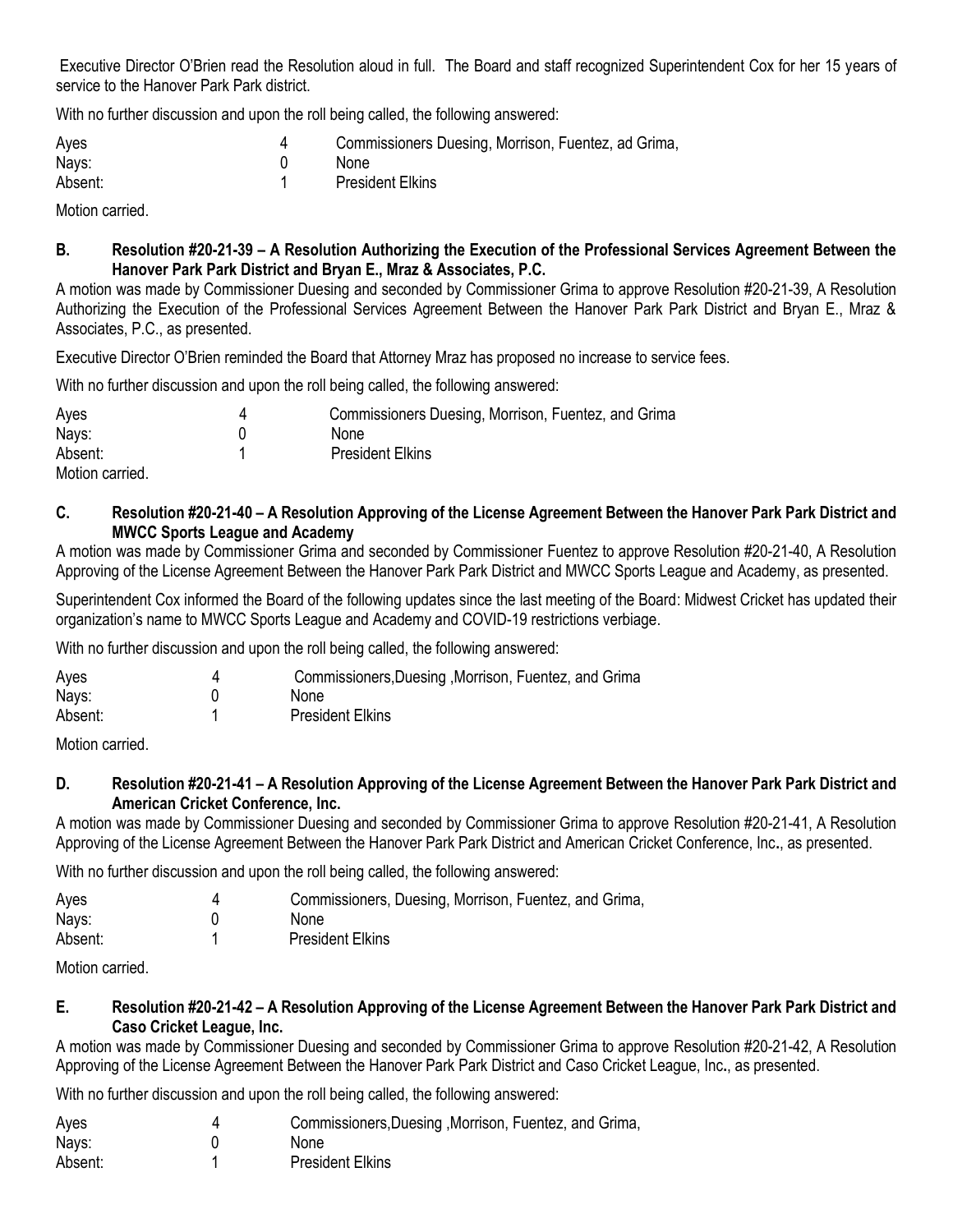Executive Director O'Brien read the Resolution aloud in full. The Board and staff recognized Superintendent Cox for her 15 years of service to the Hanover Park Park district.

With no further discussion and upon the roll being called, the following answered:

| | | |
|---|---|---|
| Ayes | 4 | Commissioners Duesing, Morrison, Fuentez, ad Grima, |
| Nays: | 0 | None |
| Absent: | 1 | President Elkins |

Motion carried.

**B. Resolution #20-21-39 – A Resolution Authorizing the Execution of the Professional Services Agreement Between the Hanover Park Park District and Bryan E., Mraz & Associates, P.C.**

A motion was made by Commissioner Duesing and seconded by Commissioner Grima to approve Resolution #20-21-39, A Resolution Authorizing the Execution of the Professional Services Agreement Between the Hanover Park Park District and Bryan E., Mraz & Associates, P.C., as presented.

Executive Director O'Brien reminded the Board that Attorney Mraz has proposed no increase to service fees.

With no further discussion and upon the roll being called, the following answered:

| | | |
|---|---|---|
| Ayes | 4 | Commissioners Duesing, Morrison, Fuentez, and Grima |
| Nays: | 0 | None |
| Absent: | 1 | President Elkins |

Motion carried.

**C. Resolution #20-21-40 – A Resolution Approving of the License Agreement Between the Hanover Park Park District and MWCC Sports League and Academy**

A motion was made by Commissioner Grima and seconded by Commissioner Fuentez to approve Resolution #20-21-40, A Resolution Approving of the License Agreement Between the Hanover Park Park District and MWCC Sports League and Academy, as presented.

Superintendent Cox informed the Board of the following updates since the last meeting of the Board: Midwest Cricket has updated their organization's name to MWCC Sports League and Academy and COVID-19 restrictions verbiage.

With no further discussion and upon the roll being called, the following answered:

| | | |
|---|---|---|
| Ayes | 4 | Commissioners,Duesing ,Morrison, Fuentez, and Grima |
| Nays: | 0 | None |
| Absent: | 1 | President Elkins |

Motion carried.

**D. Resolution #20-21-41 – A Resolution Approving of the License Agreement Between the Hanover Park Park District and American Cricket Conference, Inc.**

A motion was made by Commissioner Duesing and seconded by Commissioner Grima to approve Resolution #20-21-41, A Resolution Approving of the License Agreement Between the Hanover Park Park District and American Cricket Conference, Inc., as presented.

With no further discussion and upon the roll being called, the following answered:

| | | |
|---|---|---|
| Ayes | 4 | Commissioners, Duesing, Morrison, Fuentez, and Grima, |
| Nays: | 0 | None |
| Absent: | 1 | President Elkins |

Motion carried.

**E. Resolution #20-21-42 – A Resolution Approving of the License Agreement Between the Hanover Park Park District and Caso Cricket League, Inc.**

A motion was made by Commissioner Duesing and seconded by Commissioner Grima to approve Resolution #20-21-42, A Resolution Approving of the License Agreement Between the Hanover Park Park District and Caso Cricket League, Inc., as presented.

With no further discussion and upon the roll being called, the following answered:

| | | |
|---|---|---|
| Ayes | 4 | Commissioners,Duesing ,Morrison, Fuentez, and Grima, |
| Nays: | 0 | None |
| Absent: | 1 | President Elkins |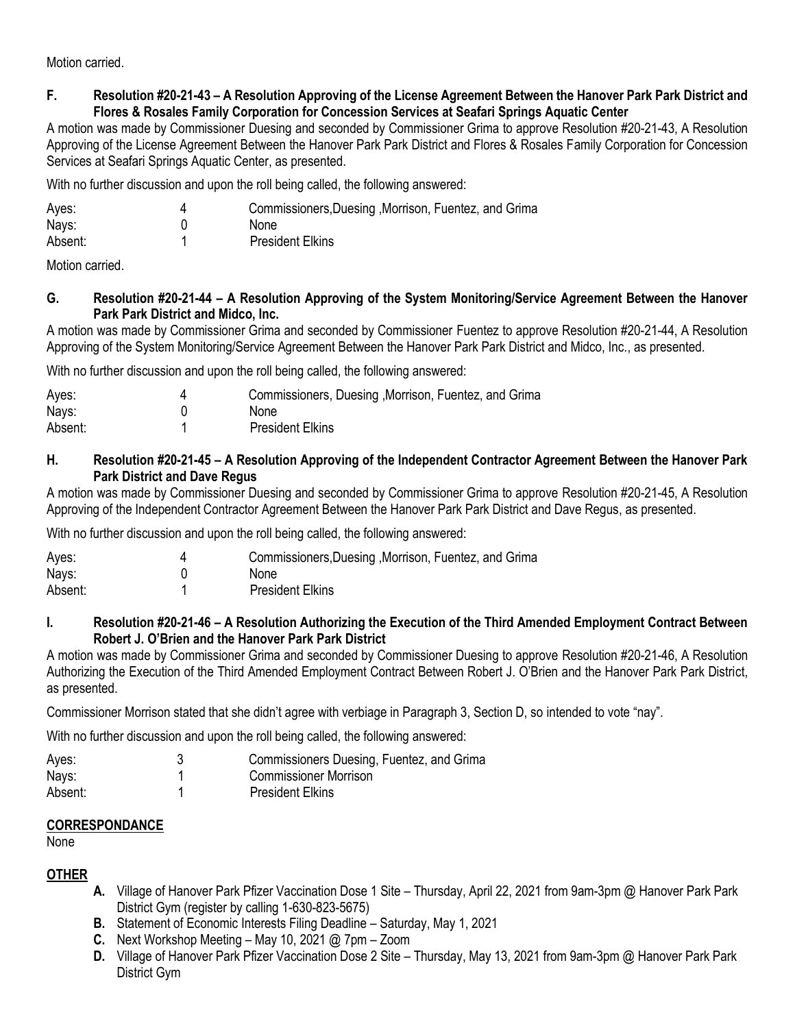Motion carried.

**F. Resolution #20-21-43 – A Resolution Approving of the License Agreement Between the Hanover Park Park District and Flores & Rosales Family Corporation for Concession Services at Seafari Springs Aquatic Center**

A motion was made by Commissioner Duesing and seconded by Commissioner Grima to approve Resolution #20-21-43, A Resolution Approving of the License Agreement Between the Hanover Park Park District and Flores & Rosales Family Corporation for Concession Services at Seafari Springs Aquatic Center, as presented.

With no further discussion and upon the roll being called, the following answered:

| | | |
|---|---|---|
| Ayes: | 4 | Commissioners,Duesing ,Morrison, Fuentez, and Grima |
| Nays: | 0 | None |
| Absent: | 1 | President Elkins |

Motion carried.

**G. Resolution #20-21-44 – A Resolution Approving of the System Monitoring/Service Agreement Between the Hanover Park Park District and Midco, Inc.**

A motion was made by Commissioner Grima and seconded by Commissioner Fuentez to approve Resolution #20-21-44, A Resolution Approving of the System Monitoring/Service Agreement Between the Hanover Park Park District and Midco, Inc., as presented.

With no further discussion and upon the roll being called, the following answered:

| | | |
|---|---|---|
| Ayes: | 4 | Commissioners, Duesing ,Morrison, Fuentez, and Grima |
| Nays: | 0 | None |
| Absent: | 1 | President Elkins |

**H. Resolution #20-21-45 – A Resolution Approving of the Independent Contractor Agreement Between the Hanover Park Park District and Dave Regus**

A motion was made by Commissioner Duesing and seconded by Commissioner Grima to approve Resolution #20-21-45, A Resolution Approving of the Independent Contractor Agreement Between the Hanover Park Park District and Dave Regus, as presented.

With no further discussion and upon the roll being called, the following answered:

| | | |
|---|---|---|
| Ayes: | 4 | Commissioners,Duesing ,Morrison, Fuentez, and Grima |
| Nays: | 0 | None |
| Absent: | 1 | President Elkins |

**I. Resolution #20-21-46 – A Resolution Authorizing the Execution of the Third Amended Employment Contract Between Robert J. O'Brien and the Hanover Park Park District**

A motion was made by Commissioner Grima and seconded by Commissioner Duesing to approve Resolution #20-21-46, A Resolution Authorizing the Execution of the Third Amended Employment Contract Between Robert J. O'Brien and the Hanover Park Park District, as presented.

Commissioner Morrison stated that she didn't agree with verbiage in Paragraph 3, Section D, so intended to vote "nay".

With no further discussion and upon the roll being called, the following answered:

| | | |
|---|---|---|
| Ayes: | 3 | Commissioners Duesing, Fuentez, and Grima |
| Nays: | 1 | Commissioner Morrison |
| Absent: | 1 | President Elkins |

**CORRESPONDANCE**

None

**OTHER**

- **A.** Village of Hanover Park Pfizer Vaccination Dose 1 Site – Thursday, April 22, 2021 from 9am-3pm @ Hanover Park Park District Gym (register by calling 1-630-823-5675)
- **B.** Statement of Economic Interests Filing Deadline – Saturday, May 1, 2021
- **C.** Next Workshop Meeting – May 10, 2021 @ 7pm – Zoom
- **D.** Village of Hanover Park Pfizer Vaccination Dose 2 Site – Thursday, May 13, 2021 from 9am-3pm @ Hanover Park Park District Gym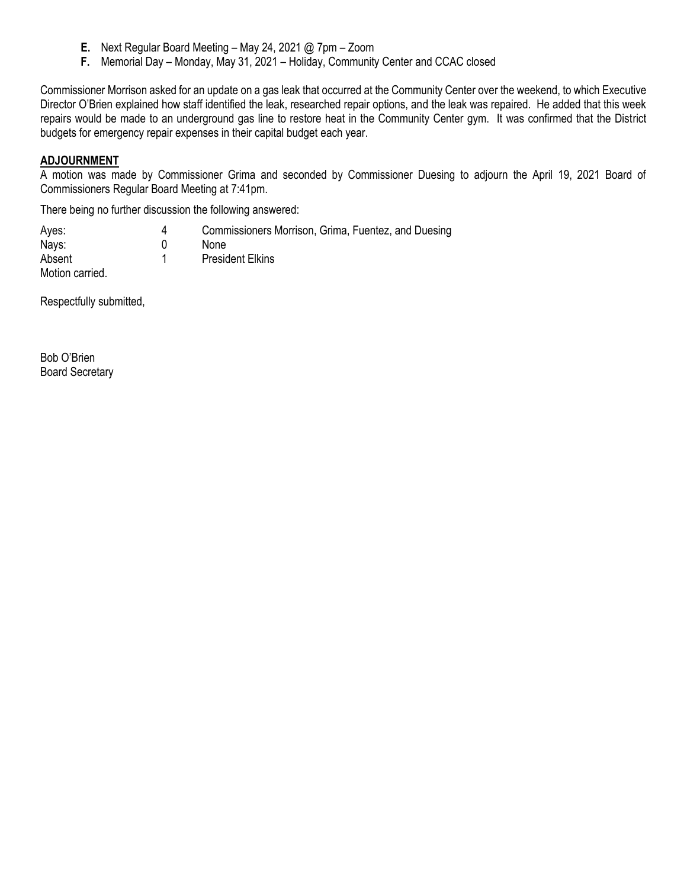**E.** Next Regular Board Meeting – May 24, 2021 @ 7pm – Zoom

**F.** Memorial Day – Monday, May 31, 2021 – Holiday, Community Center and CCAC closed

Commissioner Morrison asked for an update on a gas leak that occurred at the Community Center over the weekend, to which Executive Director O'Brien explained how staff identified the leak, researched repair options, and the leak was repaired. He added that this week repairs would be made to an underground gas line to restore heat in the Community Center gym. It was confirmed that the District budgets for emergency repair expenses in their capital budget each year.

**ADJOURNMENT**

A motion was made by Commissioner Grima and seconded by Commissioner Duesing to adjourn the April 19, 2021 Board of Commissioners Regular Board Meeting at 7:41pm.

There being no further discussion the following answered:

| | | |
|---|---|---|
| Ayes: | 4 | Commissioners Morrison, Grima, Fuentez, and Duesing |
| Nays: | 0 | None |
| Absent | 1 | President Elkins |

Motion carried.

Respectfully submitted,

Bob O'Brien
Board Secretary